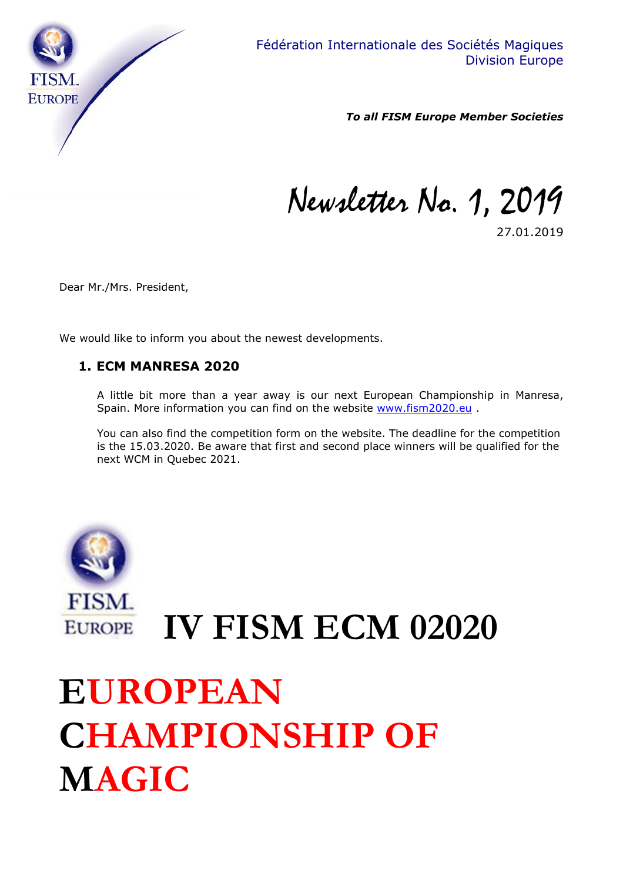Fédération Internationale des Sociétés Magiques
Division Europe

***To all FISM Europe Member Societies***

# Newsletter No. 1, 2019

27.01.2019

Dear Mr./Mrs. President,

We would like to inform you about the newest developments.

## 1. ECM MANRESA 2020

A little bit more than a year away is our next European Championship in Manresa, Spain. More information you can find on the website www.fism2020.eu .

You can also find the competition form on the website. The deadline for the competition is the 15.03.2020. Be aware that first and second place winners will be qualified for the next WCM in Quebec 2021.

# IV FISM ECM 02020

# EUROPEAN CHAMPIONSHIP OF MAGIC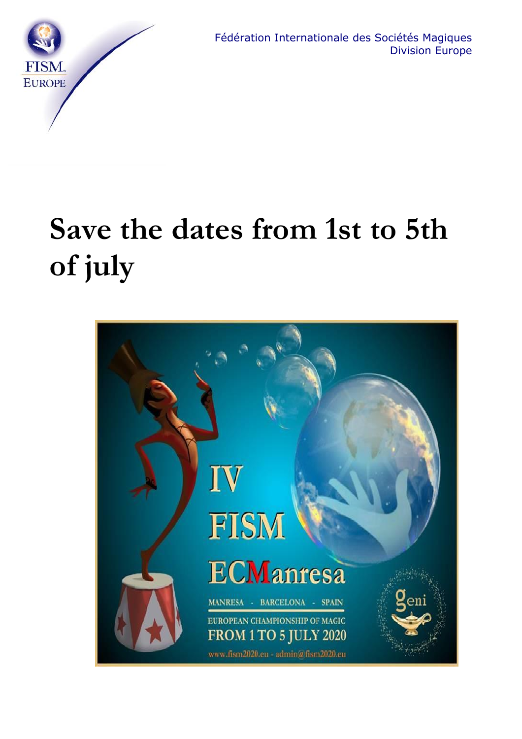Fédération Internationale des Sociétés Magiques
Division Europe

# Save the dates from 1st to 5th of july

IV FISM ECManresa

MANRESA - BARCELONA - SPAIN

EUROPEAN CHAMPIONSHIP OF MAGIC

FROM 1 TO 5 JULY 2020

www.fism2020.eu - admin@fism2020.eu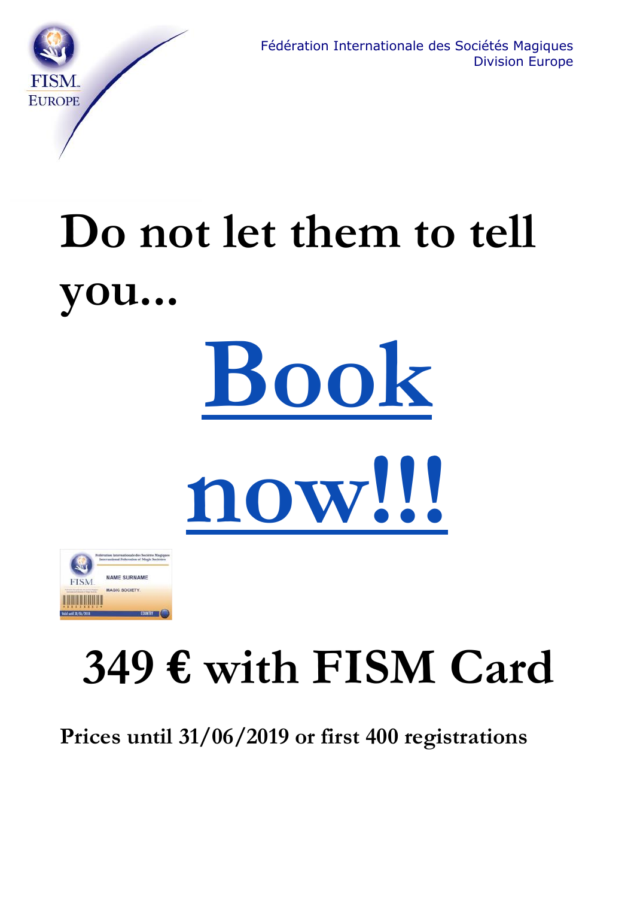Fédération Internationale des Sociétés Magiques
Division Europe

# Do not let them to tell you...

# Book now!!!

# 349 € with FISM Card

**Prices until 31/06/2019 or first 400 registrations**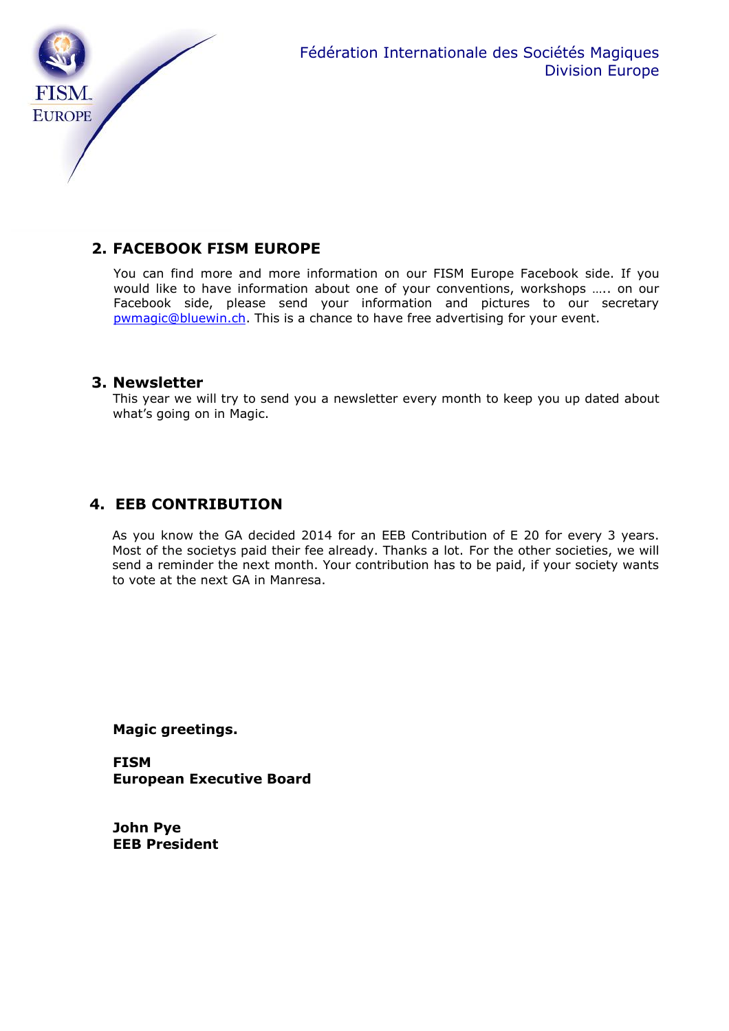## 2. FACEBOOK FISM EUROPE

You can find more and more information on our FISM Europe Facebook side. If you would like to have information about one of your conventions, workshops ….. on our Facebook side, please send your information and pictures to our secretary pwmagic@bluewin.ch. This is a chance to have free advertising for your event.

## 3. Newsletter

This year we will try to send you a newsletter every month to keep you up dated about what's going on in Magic.

## 4. EEB CONTRIBUTION

As you know the GA decided 2014 for an EEB Contribution of E 20 for every 3 years. Most of the societys paid their fee already. Thanks a lot. For the other societies, we will send a reminder the next month. Your contribution has to be paid, if your society wants to vote at the next GA in Manresa.

**Magic greetings.**

**FISM**
**European Executive Board**

**John Pye**
**EEB President**